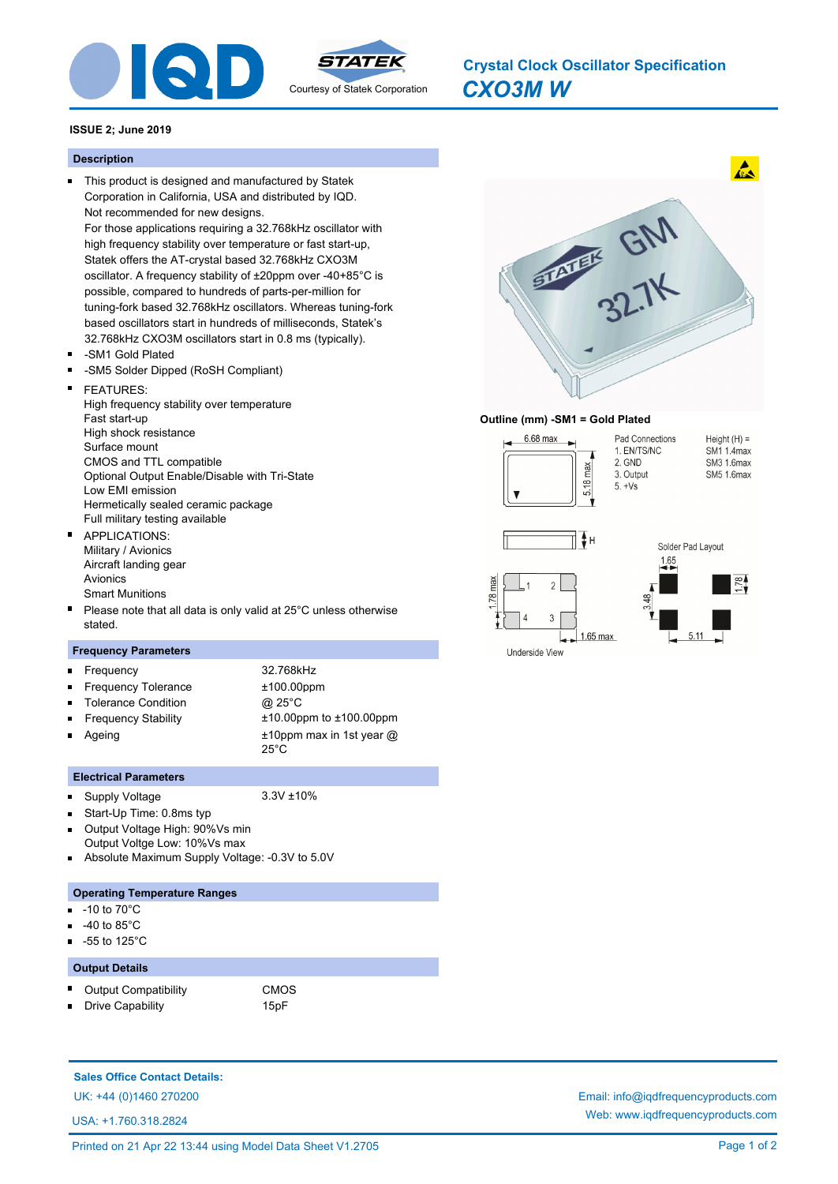# Crystal Clock Oscillator Specification

## *CXO3M W*

**ISSUE 2; June 2019**

## Description

- This product is designed and manufactured by Statek Corporation in California, USA and distributed by IQD. Not recommended for new designs. For those applications requiring a 32.768kHz oscillator with high frequency stability over temperature or fast start-up, Statek offers the AT-crystal based 32.768kHz CXO3M oscillator. A frequency stability of ±20ppm over -40+85°C is possible, compared to hundreds of parts-per-million for tuning-fork based 32.768kHz oscillators. Whereas tuning-fork based oscillators start in hundreds of milliseconds, Statek's 32.768kHz CXO3M oscillators start in 0.8 ms (typically).
- -SM1 Gold Plated
- -SM5 Solder Dipped (RoSH Compliant)
- FEATURES:
  High frequency stability over temperature
  Fast start-up
  High shock resistance
  Surface mount
  CMOS and TTL compatible
  Optional Output Enable/Disable with Tri-State
  Low EMI emission
  Hermetically sealed ceramic package
  Full military testing available
- APPLICATIONS:
  Military / Avionics
  Aircraft landing gear
  Avionics
  Smart Munitions
- Please note that all data is only valid at 25°C unless otherwise stated.

## Frequency Parameters

- Frequency: 32.768kHz
- Frequency Tolerance: ±100.00ppm
- Tolerance Condition: @ 25°C
- Frequency Stability: ±10.00ppm to ±100.00ppm
- Ageing: ±10ppm max in 1st year @ 25°C

## Electrical Parameters

- Supply Voltage: 3.3V ±10%
- Start-Up Time: 0.8ms typ
- Output Voltage High: 90%Vs min
  Output Voltge Low: 10%Vs max
- Absolute Maximum Supply Voltage: -0.3V to 5.0V

## Operating Temperature Ranges

- -10 to 70°C
- -40 to 85°C
- -55 to 125°C

## Output Details

- Output Compatibility: CMOS
- Drive Capability: 15pF

**Outline (mm) -SM1 = Gold Plated**

6.68 max; 5.18 max

Pad Connections
1. EN/TS/NC
2. GND
3. Output
5. +Vs

Height (H) =
SM1 1.4max
SM3 1.6max
SM5 1.6max

Solder Pad Layout: 1.65; 1.78; 3.48; 5.11

Underside View: 1.78 max; 1.65 max

**Sales Office Contact Details:**

UK: +44 (0)1460 270200

USA: +1.760.318.2824

Email: info@iqdfrequencyproducts.com

Web: www.iqdfrequencyproducts.com

Printed on 21 Apr 22 13:44 using Model Data Sheet V1.2705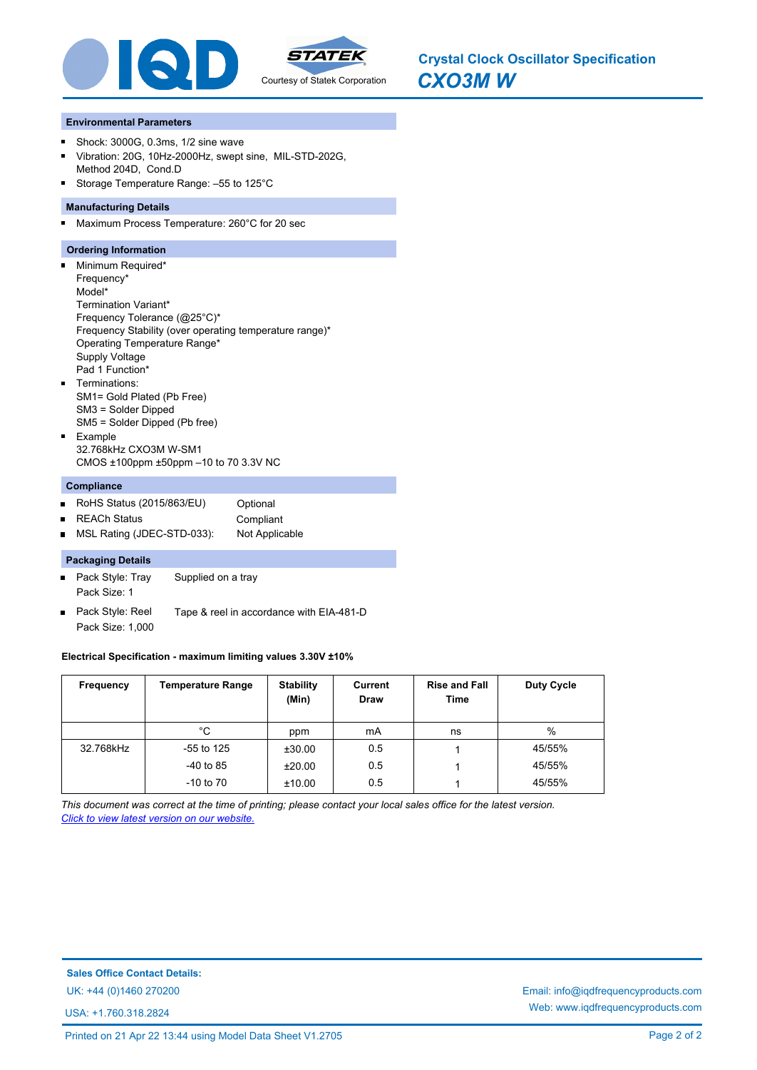## Environmental Parameters

- Shock: 3000G, 0.3ms, 1/2 sine wave
- Vibration: 20G, 10Hz-2000Hz, swept sine, MIL-STD-202G, Method 204D, Cond.D
- Storage Temperature Range: –55 to 125°C

## Manufacturing Details

- Maximum Process Temperature: 260°C for 20 sec

## Ordering Information

- Minimum Required*
  Frequency*
  Model*
  Termination Variant*
  Frequency Tolerance (@25°C)*
  Frequency Stability (over operating temperature range)*
  Operating Temperature Range*
  Supply Voltage
  Pad 1 Function*
- Terminations:
  SM1= Gold Plated (Pb Free)
  SM3 = Solder Dipped
  SM5 = Solder Dipped (Pb free)
- Example
  32.768kHz CXO3M W-SM1
  CMOS ±100ppm ±50ppm –10 to 70 3.3V NC

## Compliance

- RoHS Status (2015/863/EU) Optional
- REACh Status Compliant
- MSL Rating (JDEC-STD-033): Not Applicable

## Packaging Details

- Pack Style: Tray Supplied on a tray
  Pack Size: 1
- Pack Style: Reel Tape & reel in accordance with EIA-481-D
  Pack Size: 1,000

**Electrical Specification - maximum limiting values 3.30V ±10%**

| Frequency | Temperature Range | Stability (Min) | Current Draw | Rise and Fall Time | Duty Cycle |
|---|---|---|---|---|---|
| | °C | ppm | mA | ns | % |
| 32.768kHz | -55 to 125 | ±30.00 | 0.5 | 1 | 45/55% |
| | -40 to 85 | ±20.00 | 0.5 | 1 | 45/55% |
| | -10 to 70 | ±10.00 | 0.5 | 1 | 45/55% |

*This document was correct at the time of printing; please contact your local sales office for the latest version.*
*Click to view latest version on our website.*

**Sales Office Contact Details:**

UK: +44 (0)1460 270200

USA: +1.760.318.2824

Email: info@iqdfrequencyproducts.com
Web: www.iqdfrequencyproducts.com

Printed on 21 Apr 22 13:44 using Model Data Sheet V1.2705